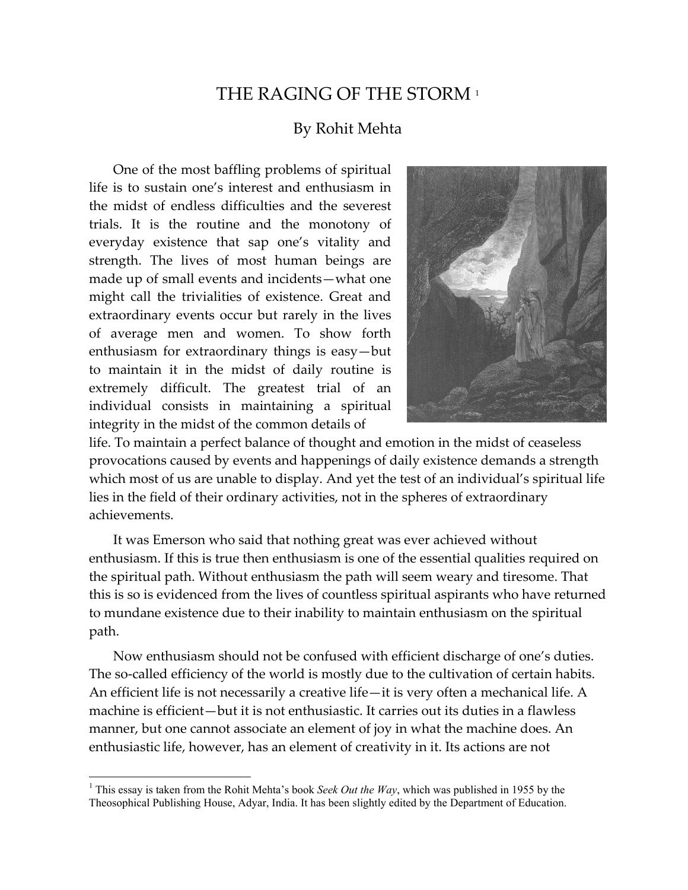# THE RAGING OF THE STORM [1]

## By Rohit Mehta

One of the most baffling problems of spiritual life is to sustain one's interest and enthusiasm in the midst of endless difficulties and the severest trials. It is the routine and the monotony of everyday existence that sap one's vitality and strength. The lives of most human beings are made up of small events and incidents—what one might call the trivialities of existence. Great and extraordinary events occur but rarely in the lives of average men and women. To show forth enthusiasm for extraordinary things is easy—but to maintain it in the midst of daily routine is extremely difficult. The greatest trial of an individual consists in maintaining a spiritual integrity in the midst of the common details of life. To maintain a perfect balance of thought and emotion in the midst of ceaseless provocations caused by events and happenings of daily existence demands a strength which most of us are unable to display. And yet the test of an individual's spiritual life lies in the field of their ordinary activities, not in the spheres of extraordinary achievements.

It was Emerson who said that nothing great was ever achieved without enthusiasm. If this is true then enthusiasm is one of the essential qualities required on the spiritual path. Without enthusiasm the path will seem weary and tiresome. That this is so is evidenced from the lives of countless spiritual aspirants who have returned to mundane existence due to their inability to maintain enthusiasm on the spiritual path.

Now enthusiasm should not be confused with efficient discharge of one's duties. The so-called efficiency of the world is mostly due to the cultivation of certain habits. An efficient life is not necessarily a creative life—it is very often a mechanical life. A machine is efficient—but it is not enthusiastic. It carries out its duties in a flawless manner, but one cannot associate an element of joy in what the machine does. An enthusiastic life, however, has an element of creativity in it. Its actions are not

---

[1] This essay is taken from the Rohit Mehta's book *Seek Out the Way*, which was published in 1955 by the Theosophical Publishing House, Adyar, India. It has been slightly edited by the Department of Education.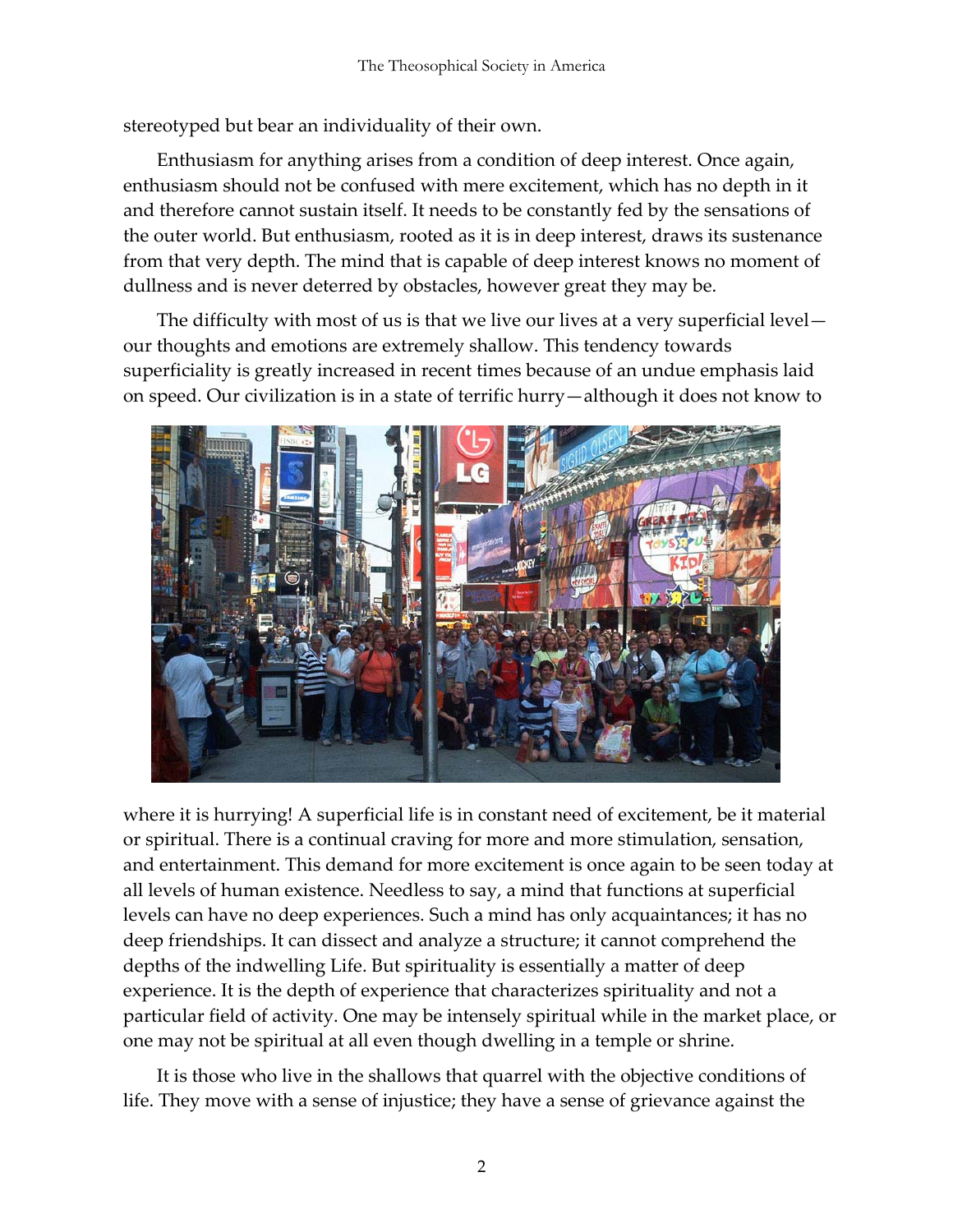stereotyped but bear an individuality of their own.

Enthusiasm for anything arises from a condition of deep interest. Once again, enthusiasm should not be confused with mere excitement, which has no depth in it and therefore cannot sustain itself. It needs to be constantly fed by the sensations of the outer world. But enthusiasm, rooted as it is in deep interest, draws its sustenance from that very depth. The mind that is capable of deep interest knows no moment of dullness and is never deterred by obstacles, however great they may be.

The difficulty with most of us is that we live our lives at a very superficial level—our thoughts and emotions are extremely shallow. This tendency towards superficiality is greatly increased in recent times because of an undue emphasis laid on speed. Our civilization is in a state of terrific hurry—although it does not know to where it is hurrying! A superficial life is in constant need of excitement, be it material or spiritual. There is a continual craving for more and more stimulation, sensation, and entertainment. This demand for more excitement is once again to be seen today at all levels of human existence. Needless to say, a mind that functions at superficial levels can have no deep experiences. Such a mind has only acquaintances; it has no deep friendships. It can dissect and analyze a structure; it cannot comprehend the depths of the indwelling Life. But spirituality is essentially a matter of deep experience. It is the depth of experience that characterizes spirituality and not a particular field of activity. One may be intensely spiritual while in the market place, or one may not be spiritual at all even though dwelling in a temple or shrine.

It is those who live in the shallows that quarrel with the objective conditions of life. They move with a sense of injustice; they have a sense of grievance against the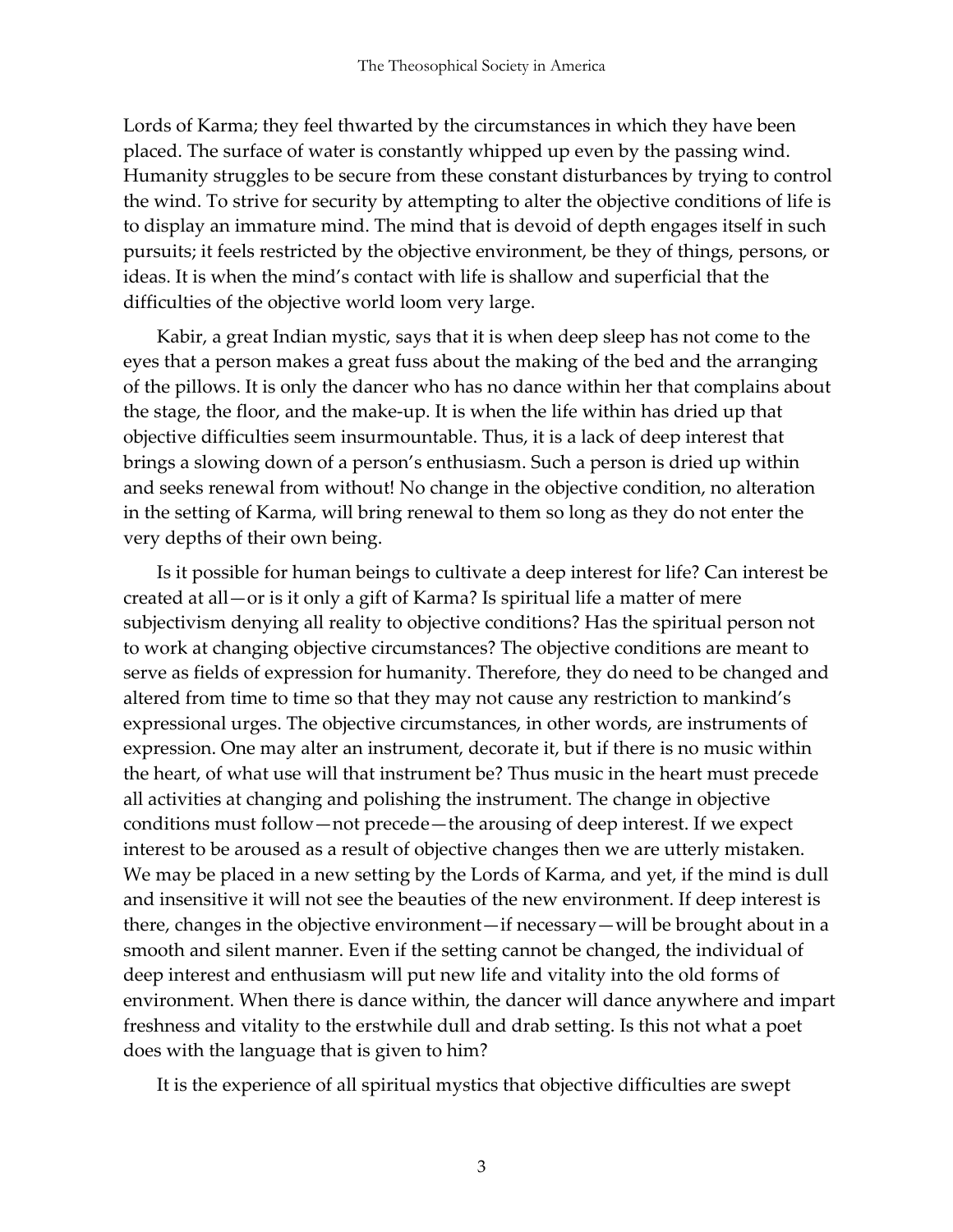Lords of Karma; they feel thwarted by the circumstances in which they have been placed. The surface of water is constantly whipped up even by the passing wind. Humanity struggles to be secure from these constant disturbances by trying to control the wind. To strive for security by attempting to alter the objective conditions of life is to display an immature mind. The mind that is devoid of depth engages itself in such pursuits; it feels restricted by the objective environment, be they of things, persons, or ideas. It is when the mind's contact with life is shallow and superficial that the difficulties of the objective world loom very large.

Kabir, a great Indian mystic, says that it is when deep sleep has not come to the eyes that a person makes a great fuss about the making of the bed and the arranging of the pillows. It is only the dancer who has no dance within her that complains about the stage, the floor, and the make-up. It is when the life within has dried up that objective difficulties seem insurmountable. Thus, it is a lack of deep interest that brings a slowing down of a person's enthusiasm. Such a person is dried up within and seeks renewal from without! No change in the objective condition, no alteration in the setting of Karma, will bring renewal to them so long as they do not enter the very depths of their own being.

Is it possible for human beings to cultivate a deep interest for life? Can interest be created at all—or is it only a gift of Karma? Is spiritual life a matter of mere subjectivism denying all reality to objective conditions? Has the spiritual person not to work at changing objective circumstances? The objective conditions are meant to serve as fields of expression for humanity. Therefore, they do need to be changed and altered from time to time so that they may not cause any restriction to mankind's expressional urges. The objective circumstances, in other words, are instruments of expression. One may alter an instrument, decorate it, but if there is no music within the heart, of what use will that instrument be? Thus music in the heart must precede all activities at changing and polishing the instrument. The change in objective conditions must follow—not precede—the arousing of deep interest. If we expect interest to be aroused as a result of objective changes then we are utterly mistaken. We may be placed in a new setting by the Lords of Karma, and yet, if the mind is dull and insensitive it will not see the beauties of the new environment. If deep interest is there, changes in the objective environment—if necessary—will be brought about in a smooth and silent manner. Even if the setting cannot be changed, the individual of deep interest and enthusiasm will put new life and vitality into the old forms of environment. When there is dance within, the dancer will dance anywhere and impart freshness and vitality to the erstwhile dull and drab setting. Is this not what a poet does with the language that is given to him?

It is the experience of all spiritual mystics that objective difficulties are swept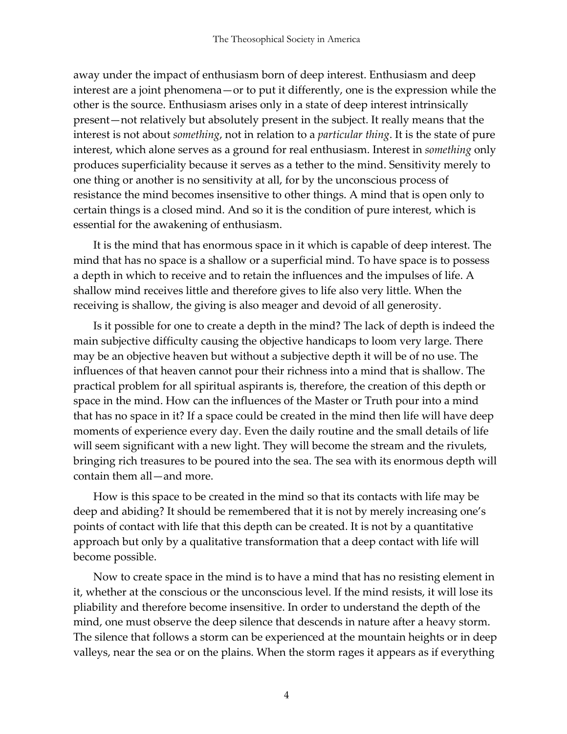away under the impact of enthusiasm born of deep interest. Enthusiasm and deep interest are a joint phenomena—or to put it differently, one is the expression while the other is the source. Enthusiasm arises only in a state of deep interest intrinsically present—not relatively but absolutely present in the subject. It really means that the interest is not about *something*, not in relation to a *particular thing*. It is the state of pure interest, which alone serves as a ground for real enthusiasm. Interest in *something* only produces superficiality because it serves as a tether to the mind. Sensitivity merely to one thing or another is no sensitivity at all, for by the unconscious process of resistance the mind becomes insensitive to other things. A mind that is open only to certain things is a closed mind. And so it is the condition of pure interest, which is essential for the awakening of enthusiasm.

It is the mind that has enormous space in it which is capable of deep interest. The mind that has no space is a shallow or a superficial mind. To have space is to possess a depth in which to receive and to retain the influences and the impulses of life. A shallow mind receives little and therefore gives to life also very little. When the receiving is shallow, the giving is also meager and devoid of all generosity.

Is it possible for one to create a depth in the mind? The lack of depth is indeed the main subjective difficulty causing the objective handicaps to loom very large. There may be an objective heaven but without a subjective depth it will be of no use. The influences of that heaven cannot pour their richness into a mind that is shallow. The practical problem for all spiritual aspirants is, therefore, the creation of this depth or space in the mind. How can the influences of the Master or Truth pour into a mind that has no space in it? If a space could be created in the mind then life will have deep moments of experience every day. Even the daily routine and the small details of life will seem significant with a new light. They will become the stream and the rivulets, bringing rich treasures to be poured into the sea. The sea with its enormous depth will contain them all—and more.

How is this space to be created in the mind so that its contacts with life may be deep and abiding? It should be remembered that it is not by merely increasing one's points of contact with life that this depth can be created. It is not by a quantitative approach but only by a qualitative transformation that a deep contact with life will become possible.

Now to create space in the mind is to have a mind that has no resisting element in it, whether at the conscious or the unconscious level. If the mind resists, it will lose its pliability and therefore become insensitive. In order to understand the depth of the mind, one must observe the deep silence that descends in nature after a heavy storm. The silence that follows a storm can be experienced at the mountain heights or in deep valleys, near the sea or on the plains. When the storm rages it appears as if everything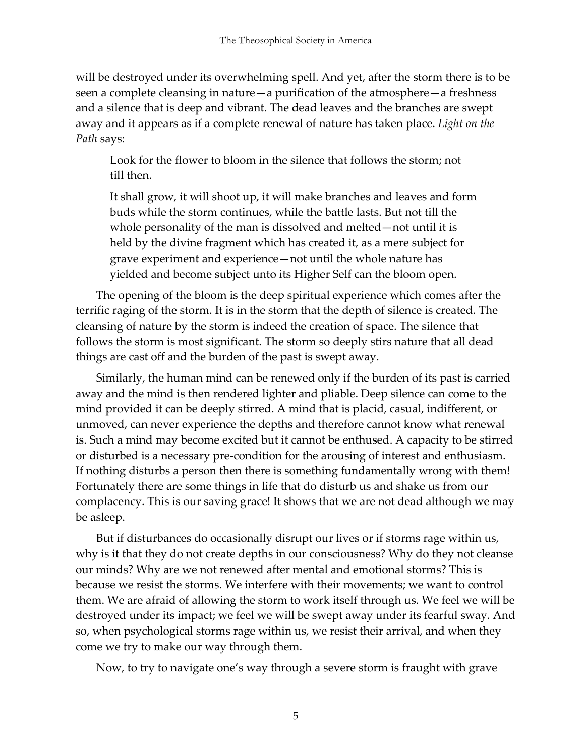will be destroyed under its overwhelming spell. And yet, after the storm there is to be seen a complete cleansing in nature—a purification of the atmosphere—a freshness and a silence that is deep and vibrant. The dead leaves and the branches are swept away and it appears as if a complete renewal of nature has taken place. *Light on the Path* says:

> Look for the flower to bloom in the silence that follows the storm; not till then.
>
> It shall grow, it will shoot up, it will make branches and leaves and form buds while the storm continues, while the battle lasts. But not till the whole personality of the man is dissolved and melted—not until it is held by the divine fragment which has created it, as a mere subject for grave experiment and experience—not until the whole nature has yielded and become subject unto its Higher Self can the bloom open.

The opening of the bloom is the deep spiritual experience which comes after the terrific raging of the storm. It is in the storm that the depth of silence is created. The cleansing of nature by the storm is indeed the creation of space. The silence that follows the storm is most significant. The storm so deeply stirs nature that all dead things are cast off and the burden of the past is swept away.

Similarly, the human mind can be renewed only if the burden of its past is carried away and the mind is then rendered lighter and pliable. Deep silence can come to the mind provided it can be deeply stirred. A mind that is placid, casual, indifferent, or unmoved, can never experience the depths and therefore cannot know what renewal is. Such a mind may become excited but it cannot be enthused. A capacity to be stirred or disturbed is a necessary pre-condition for the arousing of interest and enthusiasm. If nothing disturbs a person then there is something fundamentally wrong with them! Fortunately there are some things in life that do disturb us and shake us from our complacency. This is our saving grace! It shows that we are not dead although we may be asleep.

But if disturbances do occasionally disrupt our lives or if storms rage within us, why is it that they do not create depths in our consciousness? Why do they not cleanse our minds? Why are we not renewed after mental and emotional storms? This is because we resist the storms. We interfere with their movements; we want to control them. We are afraid of allowing the storm to work itself through us. We feel we will be destroyed under its impact; we feel we will be swept away under its fearful sway. And so, when psychological storms rage within us, we resist their arrival, and when they come we try to make our way through them.

Now, to try to navigate one's way through a severe storm is fraught with grave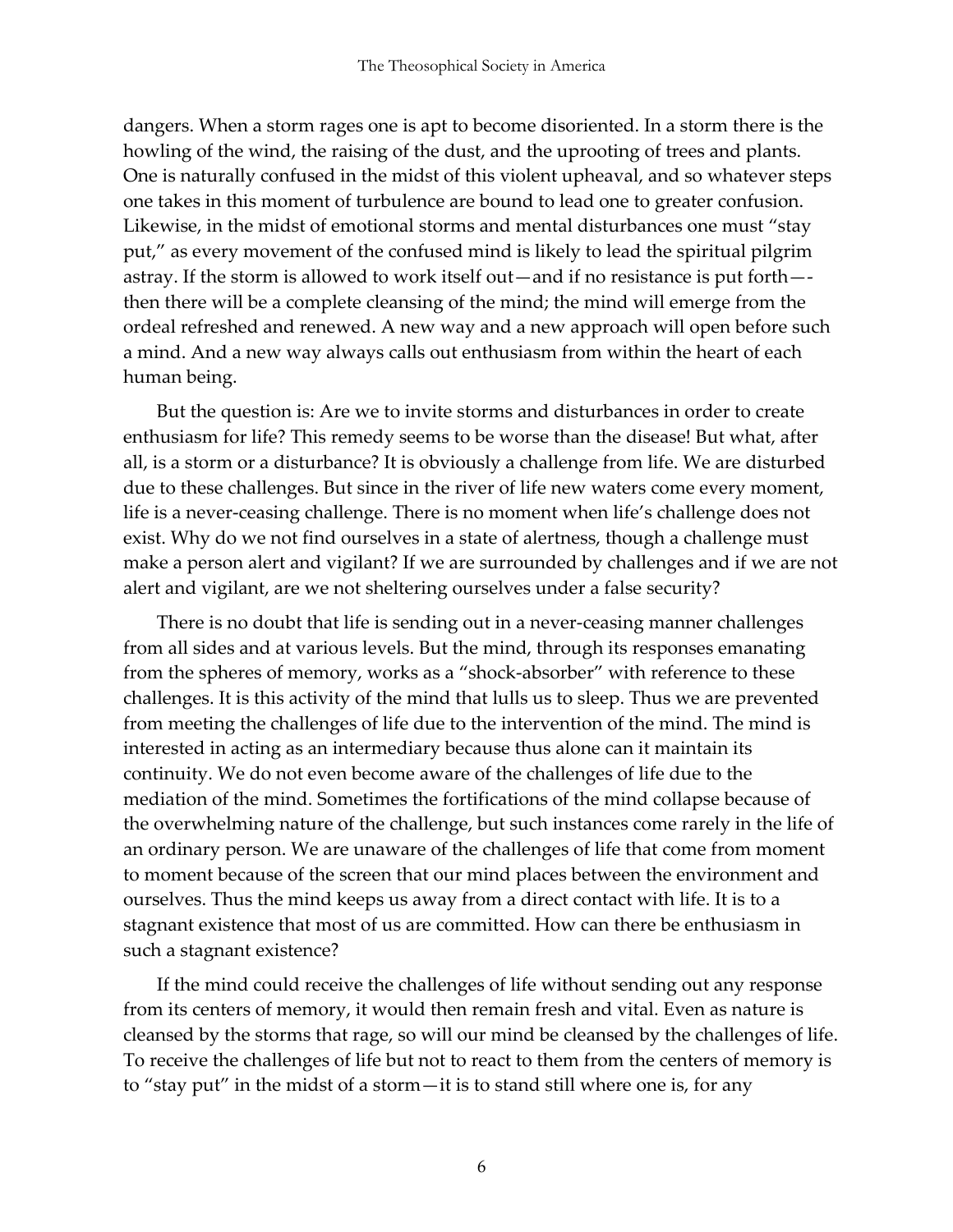dangers. When a storm rages one is apt to become disoriented. In a storm there is the howling of the wind, the raising of the dust, and the uprooting of trees and plants. One is naturally confused in the midst of this violent upheaval, and so whatever steps one takes in this moment of turbulence are bound to lead one to greater confusion. Likewise, in the midst of emotional storms and mental disturbances one must "stay put," as every movement of the confused mind is likely to lead the spiritual pilgrim astray. If the storm is allowed to work itself out—and if no resistance is put forth—-then there will be a complete cleansing of the mind; the mind will emerge from the ordeal refreshed and renewed. A new way and a new approach will open before such a mind. And a new way always calls out enthusiasm from within the heart of each human being.

But the question is: Are we to invite storms and disturbances in order to create enthusiasm for life? This remedy seems to be worse than the disease! But what, after all, is a storm or a disturbance? It is obviously a challenge from life. We are disturbed due to these challenges. But since in the river of life new waters come every moment, life is a never-ceasing challenge. There is no moment when life's challenge does not exist. Why do we not find ourselves in a state of alertness, though a challenge must make a person alert and vigilant? If we are surrounded by challenges and if we are not alert and vigilant, are we not sheltering ourselves under a false security?

There is no doubt that life is sending out in a never-ceasing manner challenges from all sides and at various levels. But the mind, through its responses emanating from the spheres of memory, works as a "shock-absorber" with reference to these challenges. It is this activity of the mind that lulls us to sleep. Thus we are prevented from meeting the challenges of life due to the intervention of the mind. The mind is interested in acting as an intermediary because thus alone can it maintain its continuity. We do not even become aware of the challenges of life due to the mediation of the mind. Sometimes the fortifications of the mind collapse because of the overwhelming nature of the challenge, but such instances come rarely in the life of an ordinary person. We are unaware of the challenges of life that come from moment to moment because of the screen that our mind places between the environment and ourselves. Thus the mind keeps us away from a direct contact with life. It is to a stagnant existence that most of us are committed. How can there be enthusiasm in such a stagnant existence?

If the mind could receive the challenges of life without sending out any response from its centers of memory, it would then remain fresh and vital. Even as nature is cleansed by the storms that rage, so will our mind be cleansed by the challenges of life. To receive the challenges of life but not to react to them from the centers of memory is to "stay put" in the midst of a storm—it is to stand still where one is, for any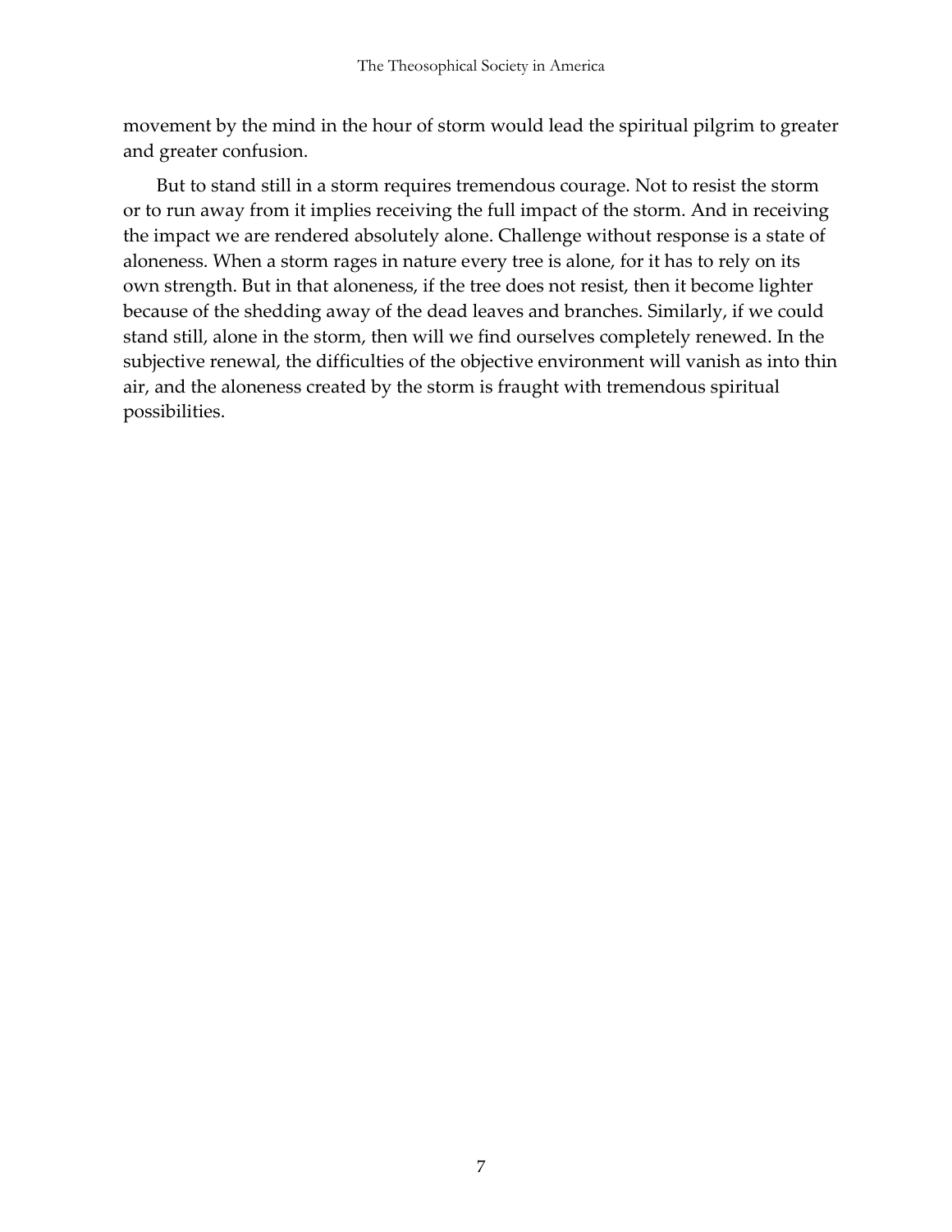movement by the mind in the hour of storm would lead the spiritual pilgrim to greater and greater confusion.

But to stand still in a storm requires tremendous courage. Not to resist the storm or to run away from it implies receiving the full impact of the storm. And in receiving the impact we are rendered absolutely alone. Challenge without response is a state of aloneness. When a storm rages in nature every tree is alone, for it has to rely on its own strength. But in that aloneness, if the tree does not resist, then it become lighter because of the shedding away of the dead leaves and branches. Similarly, if we could stand still, alone in the storm, then will we find ourselves completely renewed. In the subjective renewal, the difficulties of the objective environment will vanish as into thin air, and the aloneness created by the storm is fraught with tremendous spiritual possibilities.